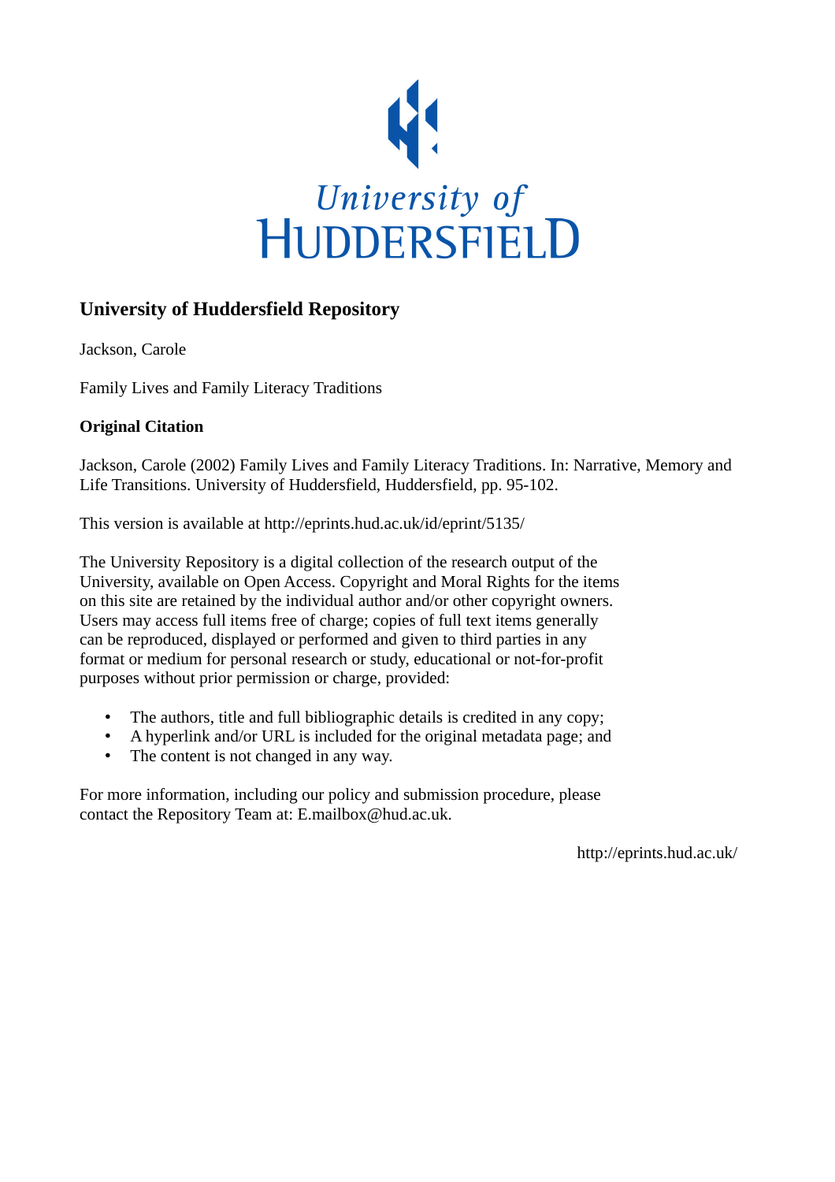University of HUDDERSFIELD

# University of Huddersfield Repository

Jackson, Carole

Family Lives and Family Literacy Traditions

**Original Citation**

Jackson, Carole (2002) Family Lives and Family Literacy Traditions. In: Narrative, Memory and Life Transitions. University of Huddersfield, Huddersfield, pp. 95-102.

This version is available at http://eprints.hud.ac.uk/id/eprint/5135/

The University Repository is a digital collection of the research output of the University, available on Open Access. Copyright and Moral Rights for the items on this site are retained by the individual author and/or other copyright owners. Users may access full items free of charge; copies of full text items generally can be reproduced, displayed or performed and given to third parties in any format or medium for personal research or study, educational or not-for-profit purposes without prior permission or charge, provided:

- The authors, title and full bibliographic details is credited in any copy;
- A hyperlink and/or URL is included for the original metadata page; and
- The content is not changed in any way.

For more information, including our policy and submission procedure, please contact the Repository Team at: E.mailbox@hud.ac.uk.

http://eprints.hud.ac.uk/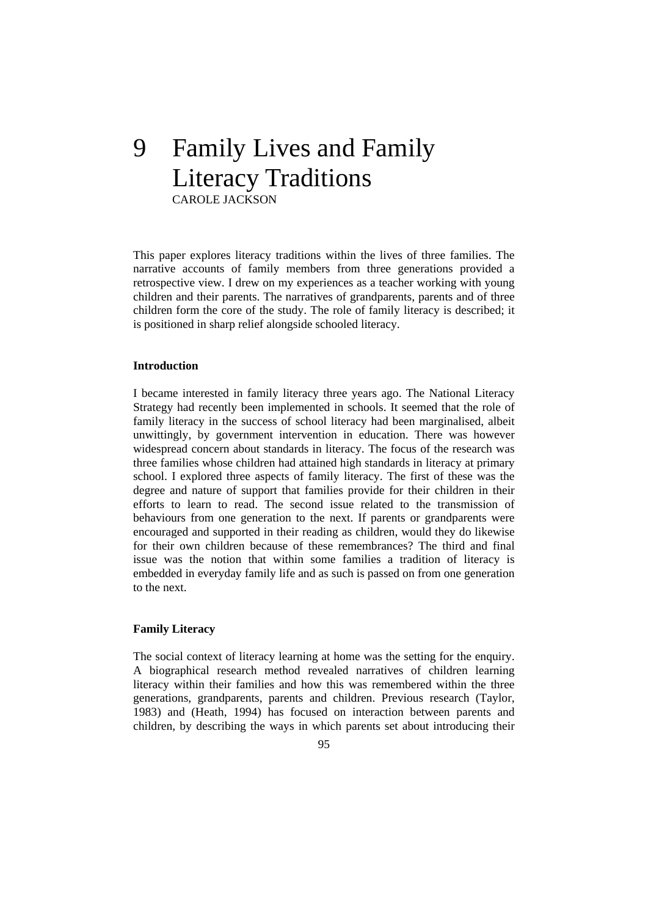# 9 Family Lives and Family Literacy Traditions

CAROLE JACKSON

This paper explores literacy traditions within the lives of three families. The narrative accounts of family members from three generations provided a retrospective view. I drew on my experiences as a teacher working with young children and their parents. The narratives of grandparents, parents and of three children form the core of the study. The role of family literacy is described; it is positioned in sharp relief alongside schooled literacy.

## Introduction

I became interested in family literacy three years ago. The National Literacy Strategy had recently been implemented in schools. It seemed that the role of family literacy in the success of school literacy had been marginalised, albeit unwittingly, by government intervention in education. There was however widespread concern about standards in literacy. The focus of the research was three families whose children had attained high standards in literacy at primary school. I explored three aspects of family literacy. The first of these was the degree and nature of support that families provide for their children in their efforts to learn to read. The second issue related to the transmission of behaviours from one generation to the next. If parents or grandparents were encouraged and supported in their reading as children, would they do likewise for their own children because of these remembrances? The third and final issue was the notion that within some families a tradition of literacy is embedded in everyday family life and as such is passed on from one generation to the next.

## Family Literacy

The social context of literacy learning at home was the setting for the enquiry. A biographical research method revealed narratives of children learning literacy within their families and how this was remembered within the three generations, grandparents, parents and children. Previous research (Taylor, 1983) and (Heath, 1994) has focused on interaction between parents and children, by describing the ways in which parents set about introducing their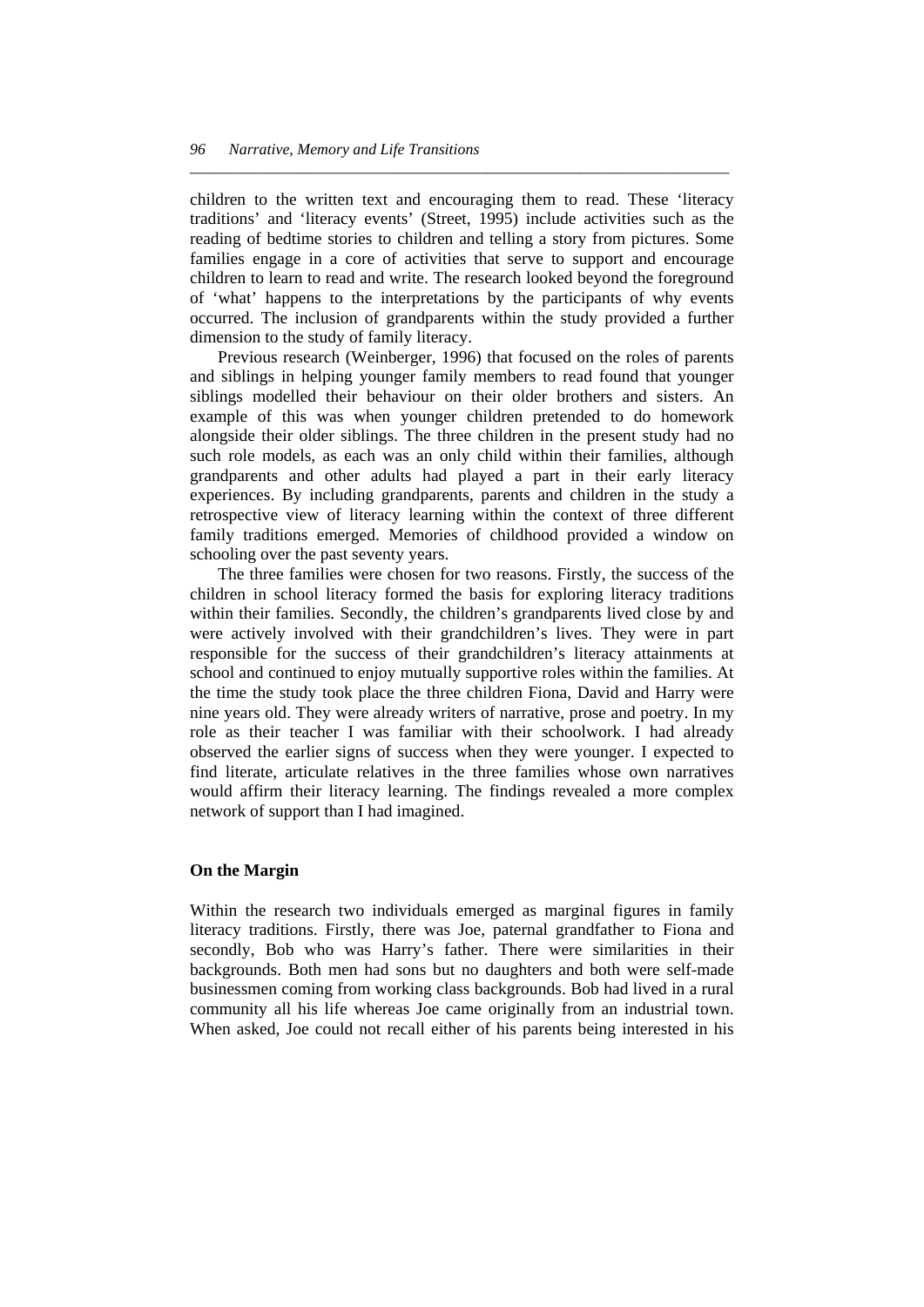children to the written text and encouraging them to read. These 'literacy traditions' and 'literacy events' (Street, 1995) include activities such as the reading of bedtime stories to children and telling a story from pictures. Some families engage in a core of activities that serve to support and encourage children to learn to read and write. The research looked beyond the foreground of 'what' happens to the interpretations by the participants of why events occurred. The inclusion of grandparents within the study provided a further dimension to the study of family literacy.

Previous research (Weinberger, 1996) that focused on the roles of parents and siblings in helping younger family members to read found that younger siblings modelled their behaviour on their older brothers and sisters. An example of this was when younger children pretended to do homework alongside their older siblings. The three children in the present study had no such role models, as each was an only child within their families, although grandparents and other adults had played a part in their early literacy experiences. By including grandparents, parents and children in the study a retrospective view of literacy learning within the context of three different family traditions emerged. Memories of childhood provided a window on schooling over the past seventy years.

The three families were chosen for two reasons. Firstly, the success of the children in school literacy formed the basis for exploring literacy traditions within their families. Secondly, the children's grandparents lived close by and were actively involved with their grandchildren's lives. They were in part responsible for the success of their grandchildren's literacy attainments at school and continued to enjoy mutually supportive roles within the families. At the time the study took place the three children Fiona, David and Harry were nine years old. They were already writers of narrative, prose and poetry. In my role as their teacher I was familiar with their schoolwork. I had already observed the earlier signs of success when they were younger. I expected to find literate, articulate relatives in the three families whose own narratives would affirm their literacy learning. The findings revealed a more complex network of support than I had imagined.

## On the Margin

Within the research two individuals emerged as marginal figures in family literacy traditions. Firstly, there was Joe, paternal grandfather to Fiona and secondly, Bob who was Harry's father. There were similarities in their backgrounds. Both men had sons but no daughters and both were self-made businessmen coming from working class backgrounds. Bob had lived in a rural community all his life whereas Joe came originally from an industrial town. When asked, Joe could not recall either of his parents being interested in his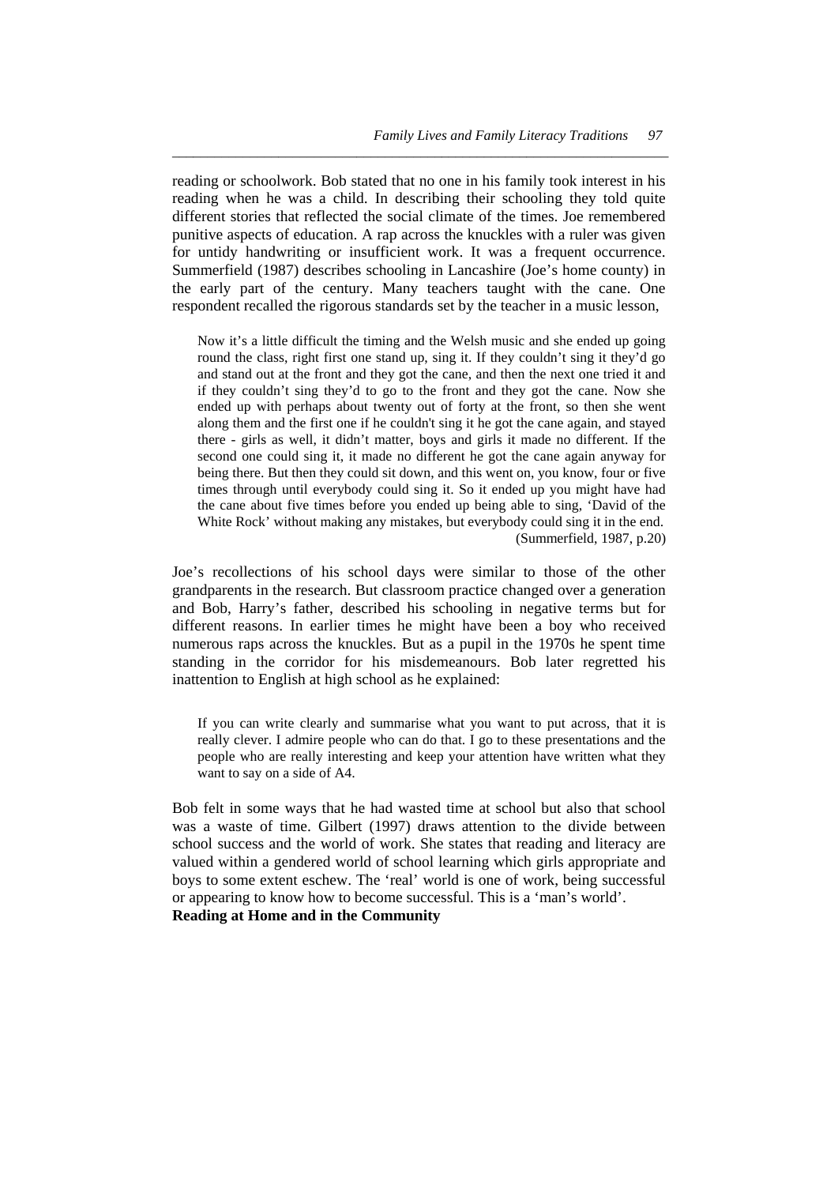reading or schoolwork. Bob stated that no one in his family took interest in his reading when he was a child. In describing their schooling they told quite different stories that reflected the social climate of the times. Joe remembered punitive aspects of education. A rap across the knuckles with a ruler was given for untidy handwriting or insufficient work. It was a frequent occurrence. Summerfield (1987) describes schooling in Lancashire (Joe's home county) in the early part of the century. Many teachers taught with the cane. One respondent recalled the rigorous standards set by the teacher in a music lesson,

> Now it's a little difficult the timing and the Welsh music and she ended up going round the class, right first one stand up, sing it. If they couldn't sing it they'd go and stand out at the front and they got the cane, and then the next one tried it and if they couldn't sing they'd to go to the front and they got the cane. Now she ended up with perhaps about twenty out of forty at the front, so then she went along them and the first one if he couldn't sing it he got the cane again, and stayed there - girls as well, it didn't matter, boys and girls it made no different. If the second one could sing it, it made no different he got the cane again anyway for being there. But then they could sit down, and this went on, you know, four or five times through until everybody could sing it. So it ended up you might have had the cane about five times before you ended up being able to sing, 'David of the White Rock' without making any mistakes, but everybody could sing it in the end.
> (Summerfield, 1987, p.20)

Joe's recollections of his school days were similar to those of the other grandparents in the research. But classroom practice changed over a generation and Bob, Harry's father, described his schooling in negative terms but for different reasons. In earlier times he might have been a boy who received numerous raps across the knuckles. But as a pupil in the 1970s he spent time standing in the corridor for his misdemeanours. Bob later regretted his inattention to English at high school as he explained:

> If you can write clearly and summarise what you want to put across, that it is really clever. I admire people who can do that. I go to these presentations and the people who are really interesting and keep your attention have written what they want to say on a side of A4.

Bob felt in some ways that he had wasted time at school but also that school was a waste of time. Gilbert (1997) draws attention to the divide between school success and the world of work. She states that reading and literacy are valued within a gendered world of school learning which girls appropriate and boys to some extent eschew. The 'real' world is one of work, being successful or appearing to know how to become successful. This is a 'man's world'.

**Reading at Home and in the Community**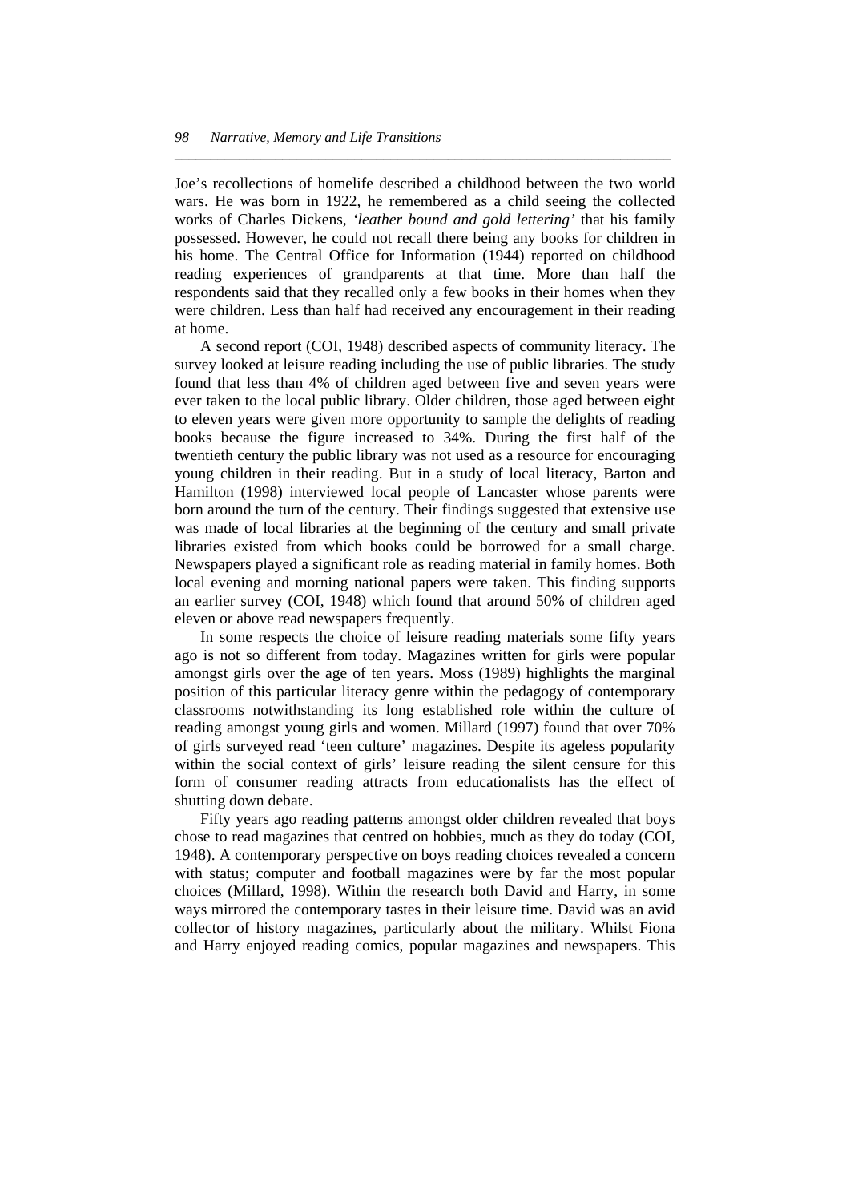Joe's recollections of homelife described a childhood between the two world wars. He was born in 1922, he remembered as a child seeing the collected works of Charles Dickens, '*leather bound and gold lettering*' that his family possessed. However, he could not recall there being any books for children in his home. The Central Office for Information (1944) reported on childhood reading experiences of grandparents at that time. More than half the respondents said that they recalled only a few books in their homes when they were children. Less than half had received any encouragement in their reading at home.

A second report (COI, 1948) described aspects of community literacy. The survey looked at leisure reading including the use of public libraries. The study found that less than 4% of children aged between five and seven years were ever taken to the local public library. Older children, those aged between eight to eleven years were given more opportunity to sample the delights of reading books because the figure increased to 34%. During the first half of the twentieth century the public library was not used as a resource for encouraging young children in their reading. But in a study of local literacy, Barton and Hamilton (1998) interviewed local people of Lancaster whose parents were born around the turn of the century. Their findings suggested that extensive use was made of local libraries at the beginning of the century and small private libraries existed from which books could be borrowed for a small charge. Newspapers played a significant role as reading material in family homes. Both local evening and morning national papers were taken. This finding supports an earlier survey (COI, 1948) which found that around 50% of children aged eleven or above read newspapers frequently.

In some respects the choice of leisure reading materials some fifty years ago is not so different from today. Magazines written for girls were popular amongst girls over the age of ten years. Moss (1989) highlights the marginal position of this particular literacy genre within the pedagogy of contemporary classrooms notwithstanding its long established role within the culture of reading amongst young girls and women. Millard (1997) found that over 70% of girls surveyed read 'teen culture' magazines. Despite its ageless popularity within the social context of girls' leisure reading the silent censure for this form of consumer reading attracts from educationalists has the effect of shutting down debate.

Fifty years ago reading patterns amongst older children revealed that boys chose to read magazines that centred on hobbies, much as they do today (COI, 1948). A contemporary perspective on boys reading choices revealed a concern with status; computer and football magazines were by far the most popular choices (Millard, 1998). Within the research both David and Harry, in some ways mirrored the contemporary tastes in their leisure time. David was an avid collector of history magazines, particularly about the military. Whilst Fiona and Harry enjoyed reading comics, popular magazines and newspapers. This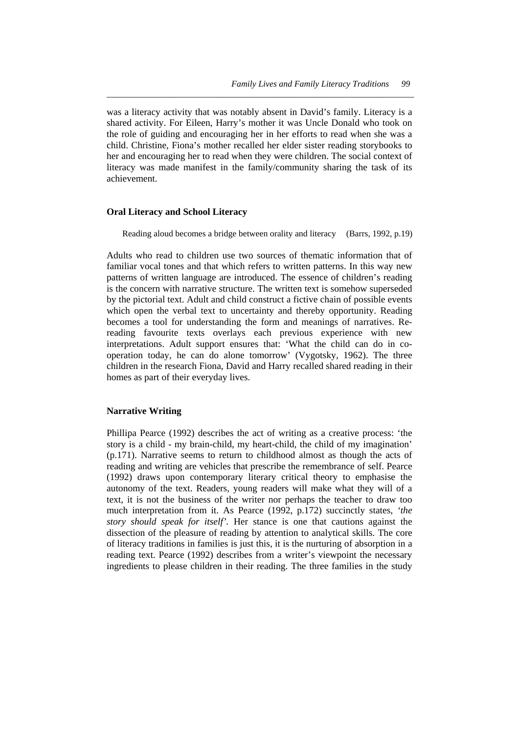was a literacy activity that was notably absent in David's family. Literacy is a shared activity. For Eileen, Harry's mother it was Uncle Donald who took on the role of guiding and encouraging her in her efforts to read when she was a child. Christine, Fiona's mother recalled her elder sister reading storybooks to her and encouraging her to read when they were children. The social context of literacy was made manifest in the family/community sharing the task of its achievement.

### Oral Literacy and School Literacy

> Reading aloud becomes a bridge between orality and literacy (Barrs, 1992, p.19)

Adults who read to children use two sources of thematic information that of familiar vocal tones and that which refers to written patterns. In this way new patterns of written language are introduced. The essence of children's reading is the concern with narrative structure. The written text is somehow superseded by the pictorial text. Adult and child construct a fictive chain of possible events which open the verbal text to uncertainty and thereby opportunity. Reading becomes a tool for understanding the form and meanings of narratives. Re-reading favourite texts overlays each previous experience with new interpretations. Adult support ensures that: 'What the child can do in co-operation today, he can do alone tomorrow' (Vygotsky, 1962). The three children in the research Fiona, David and Harry recalled shared reading in their homes as part of their everyday lives.

### Narrative Writing

Phillipa Pearce (1992) describes the act of writing as a creative process: 'the story is a child - my brain-child, my heart-child, the child of my imagination' (p.171). Narrative seems to return to childhood almost as though the acts of reading and writing are vehicles that prescribe the remembrance of self. Pearce (1992) draws upon contemporary literary critical theory to emphasise the autonomy of the text. Readers, young readers will make what they will of a text, it is not the business of the writer nor perhaps the teacher to draw too much interpretation from it. As Pearce (1992, p.172) succinctly states, *'the story should speak for itself'*. Her stance is one that cautions against the dissection of the pleasure of reading by attention to analytical skills. The core of literacy traditions in families is just this, it is the nurturing of absorption in a reading text. Pearce (1992) describes from a writer's viewpoint the necessary ingredients to please children in their reading. The three families in the study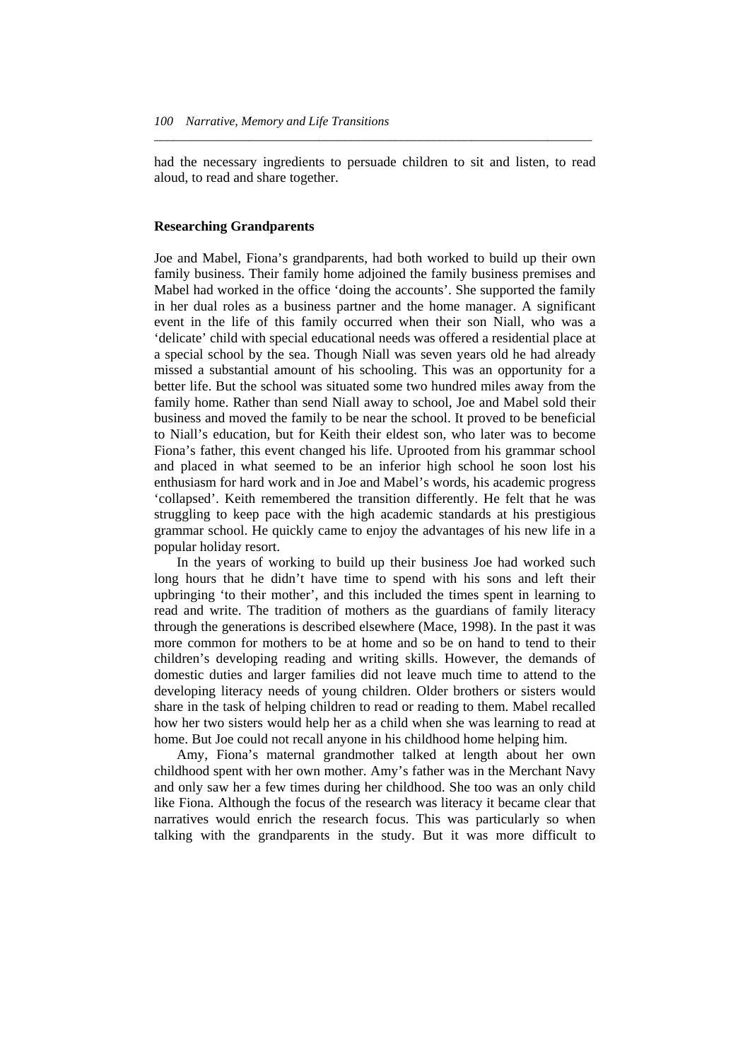had the necessary ingredients to persuade children to sit and listen, to read aloud, to read and share together.

## Researching Grandparents

Joe and Mabel, Fiona's grandparents, had both worked to build up their own family business. Their family home adjoined the family business premises and Mabel had worked in the office 'doing the accounts'. She supported the family in her dual roles as a business partner and the home manager. A significant event in the life of this family occurred when their son Niall, who was a 'delicate' child with special educational needs was offered a residential place at a special school by the sea. Though Niall was seven years old he had already missed a substantial amount of his schooling. This was an opportunity for a better life. But the school was situated some two hundred miles away from the family home. Rather than send Niall away to school, Joe and Mabel sold their business and moved the family to be near the school. It proved to be beneficial to Niall's education, but for Keith their eldest son, who later was to become Fiona's father, this event changed his life. Uprooted from his grammar school and placed in what seemed to be an inferior high school he soon lost his enthusiasm for hard work and in Joe and Mabel's words, his academic progress 'collapsed'. Keith remembered the transition differently. He felt that he was struggling to keep pace with the high academic standards at his prestigious grammar school. He quickly came to enjoy the advantages of his new life in a popular holiday resort.

In the years of working to build up their business Joe had worked such long hours that he didn't have time to spend with his sons and left their upbringing 'to their mother', and this included the times spent in learning to read and write. The tradition of mothers as the guardians of family literacy through the generations is described elsewhere (Mace, 1998). In the past it was more common for mothers to be at home and so be on hand to tend to their children's developing reading and writing skills. However, the demands of domestic duties and larger families did not leave much time to attend to the developing literacy needs of young children. Older brothers or sisters would share in the task of helping children to read or reading to them. Mabel recalled how her two sisters would help her as a child when she was learning to read at home. But Joe could not recall anyone in his childhood home helping him.

Amy, Fiona's maternal grandmother talked at length about her own childhood spent with her own mother. Amy's father was in the Merchant Navy and only saw her a few times during her childhood. She too was an only child like Fiona. Although the focus of the research was literacy it became clear that narratives would enrich the research focus. This was particularly so when talking with the grandparents in the study. But it was more difficult to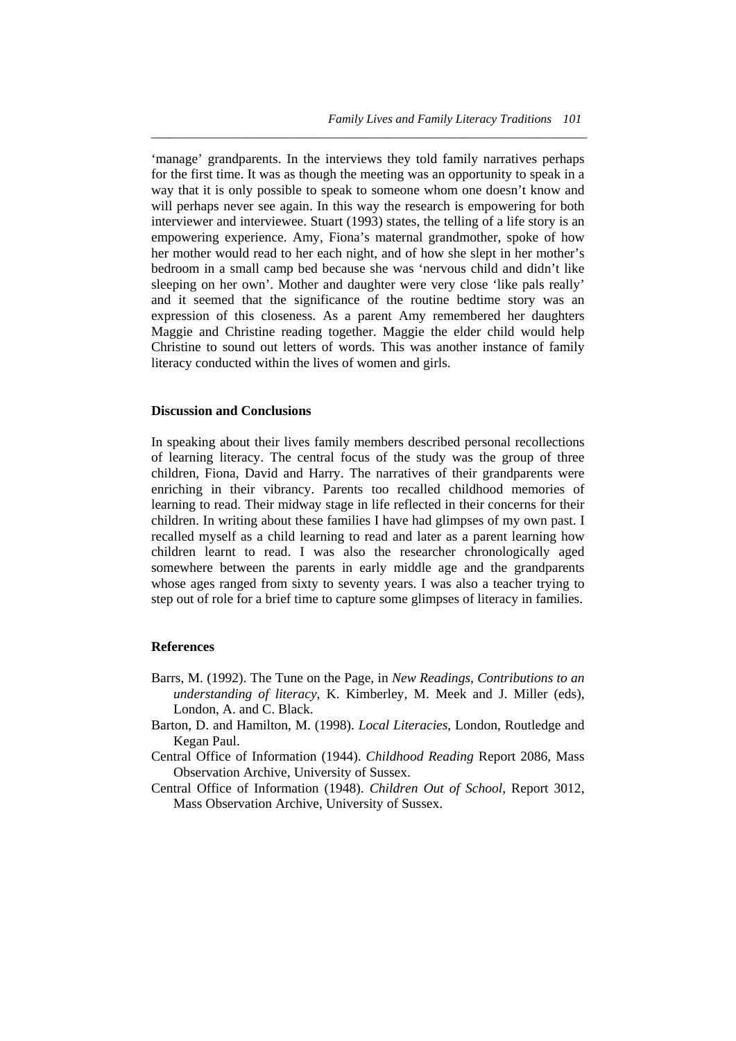'manage' grandparents. In the interviews they told family narratives perhaps for the first time. It was as though the meeting was an opportunity to speak in a way that it is only possible to speak to someone whom one doesn't know and will perhaps never see again. In this way the research is empowering for both interviewer and interviewee. Stuart (1993) states, the telling of a life story is an empowering experience. Amy, Fiona's maternal grandmother, spoke of how her mother would read to her each night, and of how she slept in her mother's bedroom in a small camp bed because she was 'nervous child and didn't like sleeping on her own'. Mother and daughter were very close 'like pals really' and it seemed that the significance of the routine bedtime story was an expression of this closeness. As a parent Amy remembered her daughters Maggie and Christine reading together. Maggie the elder child would help Christine to sound out letters of words. This was another instance of family literacy conducted within the lives of women and girls.

## Discussion and Conclusions

In speaking about their lives family members described personal recollections of learning literacy. The central focus of the study was the group of three children, Fiona, David and Harry. The narratives of their grandparents were enriching in their vibrancy. Parents too recalled childhood memories of learning to read. Their midway stage in life reflected in their concerns for their children. In writing about these families I have had glimpses of my own past. I recalled myself as a child learning to read and later as a parent learning how children learnt to read. I was also the researcher chronologically aged somewhere between the parents in early middle age and the grandparents whose ages ranged from sixty to seventy years. I was also a teacher trying to step out of role for a brief time to capture some glimpses of literacy in families.

## References

Barrs, M. (1992). The Tune on the Page, in *New Readings, Contributions to an understanding of literacy,* K. Kimberley, M. Meek and J. Miller (eds), London, A. and C. Black.

Barton, D. and Hamilton, M. (1998). *Local Literacies*, London, Routledge and Kegan Paul.

Central Office of Information (1944). *Childhood Reading* Report 2086, Mass Observation Archive, University of Sussex.

Central Office of Information (1948). *Children Out of School*, Report 3012, Mass Observation Archive, University of Sussex.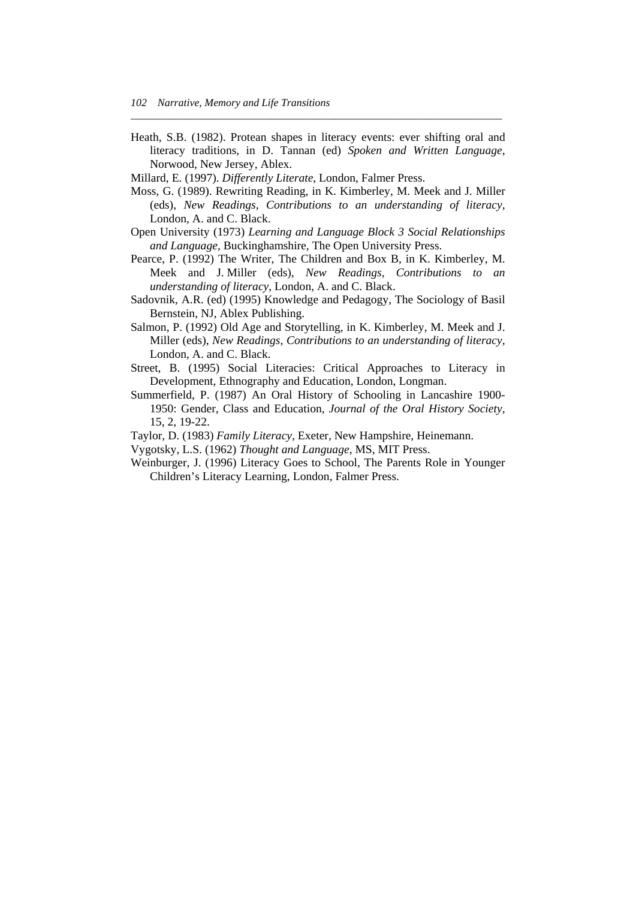Heath, S.B. (1982). Protean shapes in literacy events: ever shifting oral and literacy traditions, in D. Tannan (ed) *Spoken and Written Language*, Norwood, New Jersey, Ablex.

Millard, E. (1997). *Differently Literate*, London, Falmer Press.

Moss, G. (1989). Rewriting Reading, in K. Kimberley, M. Meek and J. Miller (eds), *New Readings, Contributions to an understanding of literacy*, London, A. and C. Black.

Open University (1973) *Learning and Language Block 3 Social Relationships and Language*, Buckinghamshire, The Open University Press.

Pearce, P. (1992) The Writer, The Children and Box B, in K. Kimberley, M. Meek and J. Miller (eds), *New Readings, Contributions to an understanding of literacy*, London, A. and C. Black.

Sadovnik, A.R. (ed) (1995) Knowledge and Pedagogy, The Sociology of Basil Bernstein, NJ, Ablex Publishing.

Salmon, P. (1992) Old Age and Storytelling, in K. Kimberley, M. Meek and J. Miller (eds), *New Readings, Contributions to an understanding of literacy*, London, A. and C. Black.

Street, B. (1995) Social Literacies: Critical Approaches to Literacy in Development, Ethnography and Education, London, Longman.

Summerfield, P. (1987) An Oral History of Schooling in Lancashire 1900-1950: Gender, Class and Education, *Journal of the Oral History Society*, 15, 2, 19-22.

Taylor, D. (1983) *Family Literacy*, Exeter, New Hampshire, Heinemann.

Vygotsky, L.S. (1962) *Thought and Language*, MS, MIT Press.

Weinburger, J. (1996) Literacy Goes to School, The Parents Role in Younger Children's Literacy Learning, London, Falmer Press.